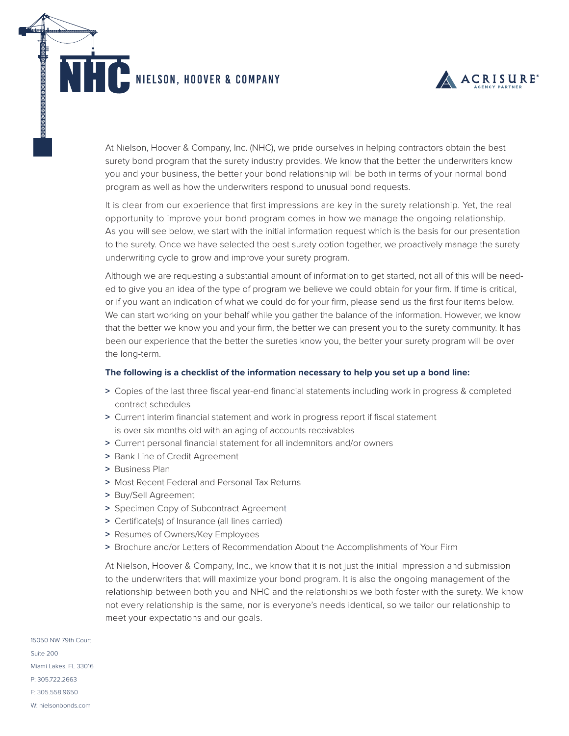# NHC NIELSON, HOOVER & COMPANY

ACRISURE® AGENCY PARTNER

At Nielson, Hoover & Company, Inc. (NHC), we pride ourselves in helping contractors obtain the best surety bond program that the surety industry provides. We know that the better the underwriters know you and your business, the better your bond relationship will be both in terms of your normal bond program as well as how the underwriters respond to unusual bond requests.

It is clear from our experience that first impressions are key in the surety relationship. Yet, the real opportunity to improve your bond program comes in how we manage the ongoing relationship. As you will see below, we start with the initial information request which is the basis for our presentation to the surety. Once we have selected the best surety option together, we proactively manage the surety underwriting cycle to grow and improve your surety program.

Although we are requesting a substantial amount of information to get started, not all of this will be needed to give you an idea of the type of program we believe we could obtain for your firm. If time is critical, or if you want an indication of what we could do for your firm, please send us the first four items below. We can start working on your behalf while you gather the balance of the information. However, we know that the better we know you and your firm, the better we can present you to the surety community. It has been our experience that the better the sureties know you, the better your surety program will be over the long-term.

**The following is a checklist of the information necessary to help you set up a bond line:**

- Copies of the last three fiscal year-end financial statements including work in progress & completed contract schedules
- Current interim financial statement and work in progress report if fiscal statement is over six months old with an aging of accounts receivables
- Current personal financial statement for all indemnitors and/or owners
- Bank Line of Credit Agreement
- Business Plan
- Most Recent Federal and Personal Tax Returns
- Buy/Sell Agreement
- Specimen Copy of Subcontract Agreement
- Certificate(s) of Insurance (all lines carried)
- Resumes of Owners/Key Employees
- Brochure and/or Letters of Recommendation About the Accomplishments of Your Firm

At Nielson, Hoover & Company, Inc., we know that it is not just the initial impression and submission to the underwriters that will maximize your bond program. It is also the ongoing management of the relationship between both you and NHC and the relationships we both foster with the surety. We know not every relationship is the same, nor is everyone's needs identical, so we tailor our relationship to meet your expectations and our goals.

15050 NW 79th Court
Suite 200
Miami Lakes, FL 33016
P: 305.722.2663
F: 305.558.9650
W: nielsonbonds.com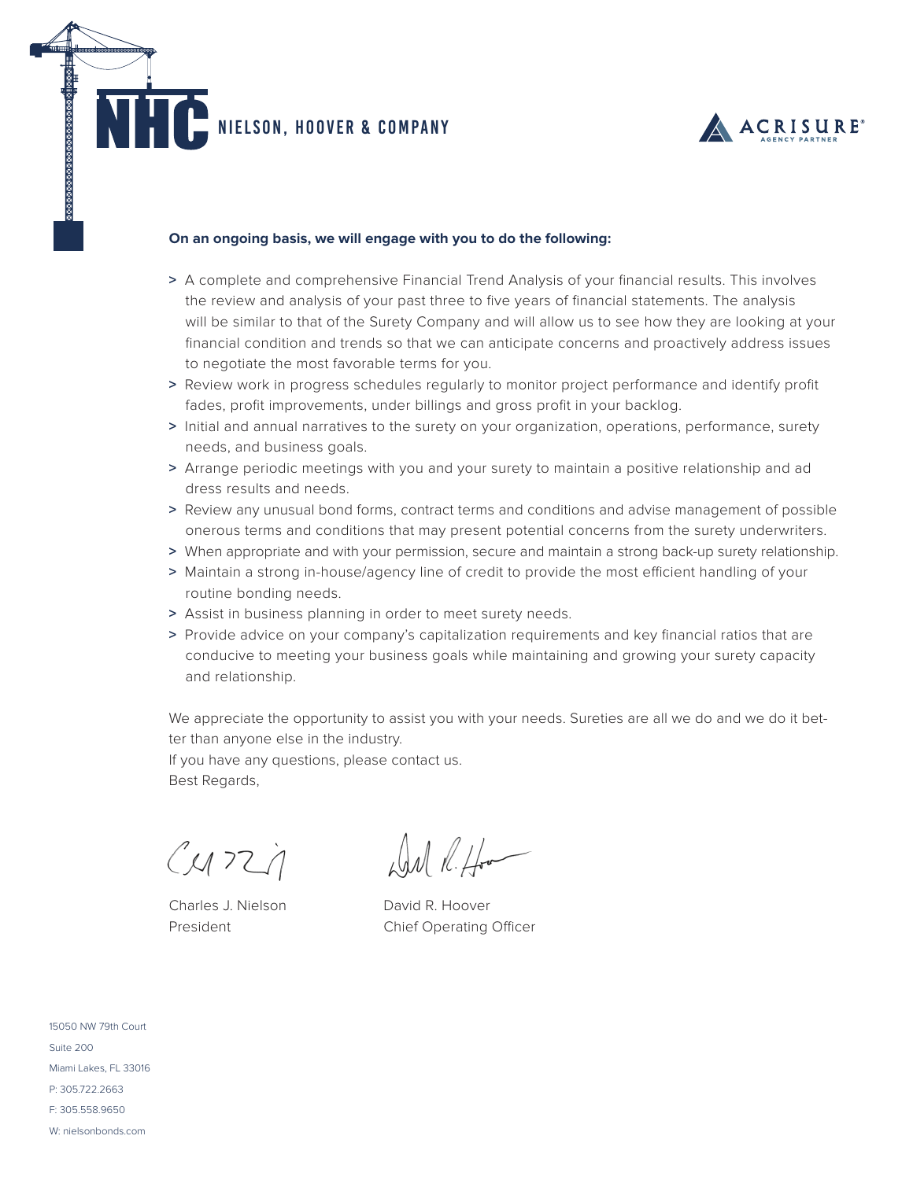**On an ongoing basis, we will engage with you to do the following:**

- A complete and comprehensive Financial Trend Analysis of your financial results. This involves the review and analysis of your past three to five years of financial statements. The analysis will be similar to that of the Surety Company and will allow us to see how they are looking at your financial condition and trends so that we can anticipate concerns and proactively address issues to negotiate the most favorable terms for you.
- Review work in progress schedules regularly to monitor project performance and identify profit fades, profit improvements, under billings and gross profit in your backlog.
- Initial and annual narratives to the surety on your organization, operations, performance, surety needs, and business goals.
- Arrange periodic meetings with you and your surety to maintain a positive relationship and ad dress results and needs.
- Review any unusual bond forms, contract terms and conditions and advise management of possible onerous terms and conditions that may present potential concerns from the surety underwriters.
- When appropriate and with your permission, secure and maintain a strong back-up surety relationship.
- Maintain a strong in-house/agency line of credit to provide the most efficient handling of your routine bonding needs.
- Assist in business planning in order to meet surety needs.
- Provide advice on your company's capitalization requirements and key financial ratios that are conducive to meeting your business goals while maintaining and growing your surety capacity and relationship.

We appreciate the opportunity to assist you with your needs. Sureties are all we do and we do it better than anyone else in the industry.

If you have any questions, please contact us.

Best Regards,

Charles J. Nielson
President

David R. Hoover
Chief Operating Officer

15050 NW 79th Court
Suite 200
Miami Lakes, FL 33016
P: 305.722.2663
F: 305.558.9650
W: nielsonbonds.com